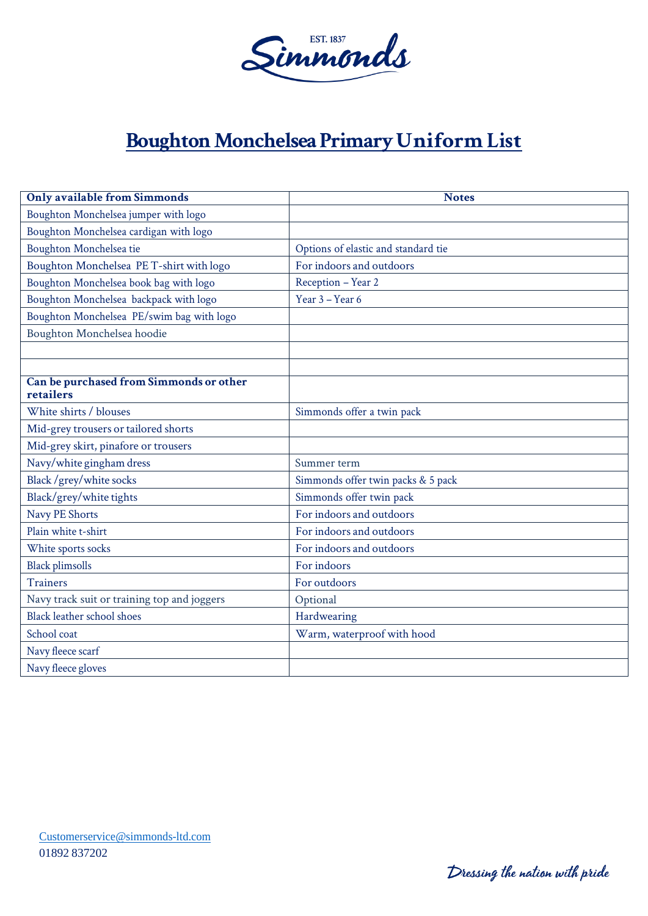EST. 1837 Simmonds

# Boughton Monchelsea Primary Uniform List

| **Only available from Simmonds** | **Notes** |
|---|---|
| Boughton Monchelsea jumper with logo | |
| Boughton Monchelsea cardigan with logo | |
| Boughton Monchelsea tie | Options of elastic and standard tie |
| Boughton Monchelsea PE T-shirt with logo | For indoors and outdoors |
| Boughton Monchelsea book bag with logo | Reception – Year 2 |
| Boughton Monchelsea backpack with logo | Year 3 – Year 6 |
| Boughton Monchelsea PE/swim bag with logo | |
| Boughton Monchelsea hoodie | |
| | |
| | |
| **Can be purchased from Simmonds or other retailers** | |
| White shirts / blouses | Simmonds offer a twin pack |
| Mid-grey trousers or tailored shorts | |
| Mid-grey skirt, pinafore or trousers | |
| Navy/white gingham dress | Summer term |
| Black /grey/white socks | Simmonds offer twin packs & 5 pack |
| Black/grey/white tights | Simmonds offer twin pack |
| Navy PE Shorts | For indoors and outdoors |
| Plain white t-shirt | For indoors and outdoors |
| White sports socks | For indoors and outdoors |
| Black plimsolls | For indoors |
| Trainers | For outdoors |
| Navy track suit or training top and joggers | Optional |
| Black leather school shoes | Hardwearing |
| School coat | Warm, waterproof with hood |
| Navy fleece scarf | |
| Navy fleece gloves | |

Customerservice@simmonds-ltd.com
01892 837202

*Dressing the nation with pride*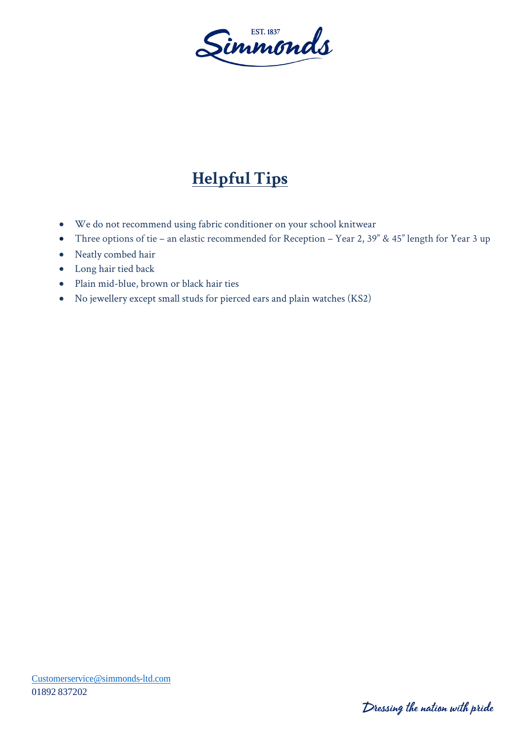# Helpful Tips

- We do not recommend using fabric conditioner on your school knitwear
- Three options of tie – an elastic recommended for Reception – Year 2, 39" & 45" length for Year 3 up
- Neatly combed hair
- Long hair tied back
- Plain mid-blue, brown or black hair ties
- No jewellery except small studs for pierced ears and plain watches (KS2)

Customerservice@simmonds-ltd.com
01892 837202